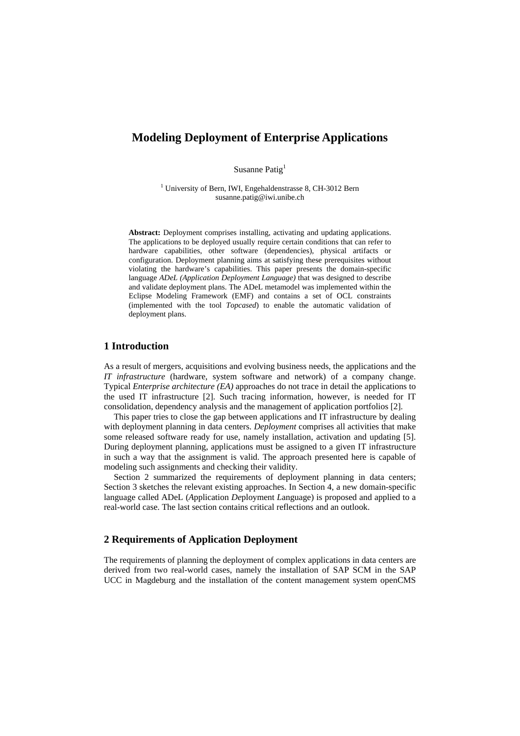# Modeling Deployment of Enterprise Applications

Susanne Patig[1]

[1] University of Bern, IWI, Engehaldenstrasse 8, CH-3012 Bern
susanne.patig@iwi.unibe.ch

**Abstract:** Deployment comprises installing, activating and updating applications. The applications to be deployed usually require certain conditions that can refer to hardware capabilities, other software (dependencies), physical artifacts or configuration. Deployment planning aims at satisfying these prerequisites without violating the hardware's capabilities. This paper presents the domain-specific language *ADeL (Application Deployment Language)* that was designed to describe and validate deployment plans. The ADeL metamodel was implemented within the Eclipse Modeling Framework (EMF) and contains a set of OCL constraints (implemented with the tool *Topcased*) to enable the automatic validation of deployment plans.

## 1 Introduction

As a result of mergers, acquisitions and evolving business needs, the applications and the *IT infrastructure* (hardware, system software and network) of a company change. Typical *Enterprise architecture (EA)* approaches do not trace in detail the applications to the used IT infrastructure [2]. Such tracing information, however, is needed for IT consolidation, dependency analysis and the management of application portfolios [2].

This paper tries to close the gap between applications and IT infrastructure by dealing with deployment planning in data centers. *Deployment* comprises all activities that make some released software ready for use, namely installation, activation and updating [5]. During deployment planning, applications must be assigned to a given IT infrastructure in such a way that the assignment is valid. The approach presented here is capable of modeling such assignments and checking their validity.

Section 2 summarized the requirements of deployment planning in data centers; Section 3 sketches the relevant existing approaches. In Section 4, a new domain-specific language called ADeL (*A*pplication *De*ployment *L*anguage) is proposed and applied to a real-world case. The last section contains critical reflections and an outlook.

## 2 Requirements of Application Deployment

The requirements of planning the deployment of complex applications in data centers are derived from two real-world cases, namely the installation of SAP SCM in the SAP UCC in Magdeburg and the installation of the content management system openCMS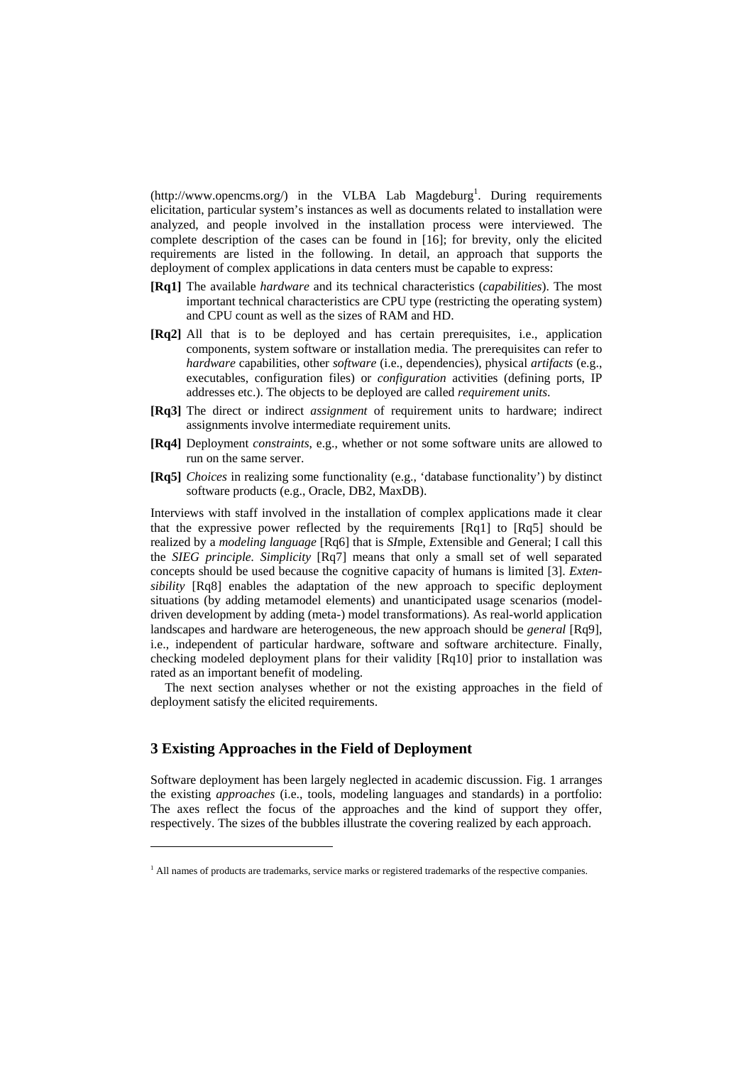(http://www.opencms.org/) in the VLBA Lab Magdeburg[1]. During requirements elicitation, particular system's instances as well as documents related to installation were analyzed, and people involved in the installation process were interviewed. The complete description of the cases can be found in [16]; for brevity, only the elicited requirements are listed in the following. In detail, an approach that supports the deployment of complex applications in data centers must be capable to express:

- **[Rq1]** The available *hardware* and its technical characteristics (*capabilities*). The most important technical characteristics are CPU type (restricting the operating system) and CPU count as well as the sizes of RAM and HD.
- **[Rq2]** All that is to be deployed and has certain prerequisites, i.e., application components, system software or installation media. The prerequisites can refer to *hardware* capabilities, other *software* (i.e., dependencies), physical *artifacts* (e.g., executables, configuration files) or *configuration* activities (defining ports, IP addresses etc.). The objects to be deployed are called *requirement units*.
- **[Rq3]** The direct or indirect *assignment* of requirement units to hardware; indirect assignments involve intermediate requirement units.
- **[Rq4]** Deployment *constraints*, e.g., whether or not some software units are allowed to run on the same server.
- **[Rq5]** *Choices* in realizing some functionality (e.g., 'database functionality') by distinct software products (e.g., Oracle, DB2, MaxDB).

Interviews with staff involved in the installation of complex applications made it clear that the expressive power reflected by the requirements [Rq1] to [Rq5] should be realized by a *modeling language* [Rq6] that is *SI*mple, *E*xtensible and *G*eneral; I call this the *SIEG principle. Simplicity* [Rq7] means that only a small set of well separated concepts should be used because the cognitive capacity of humans is limited [3]. *Extensibility* [Rq8] enables the adaptation of the new approach to specific deployment situations (by adding metamodel elements) and unanticipated usage scenarios (model-driven development by adding (meta-) model transformations). As real-world application landscapes and hardware are heterogeneous, the new approach should be *general* [Rq9], i.e., independent of particular hardware, software and software architecture. Finally, checking modeled deployment plans for their validity [Rq10] prior to installation was rated as an important benefit of modeling.

The next section analyses whether or not the existing approaches in the field of deployment satisfy the elicited requirements.

## 3 Existing Approaches in the Field of Deployment

Software deployment has been largely neglected in academic discussion. Fig. 1 arranges the existing *approaches* (i.e., tools, modeling languages and standards) in a portfolio: The axes reflect the focus of the approaches and the kind of support they offer, respectively. The sizes of the bubbles illustrate the covering realized by each approach.

[1] All names of products are trademarks, service marks or registered trademarks of the respective companies.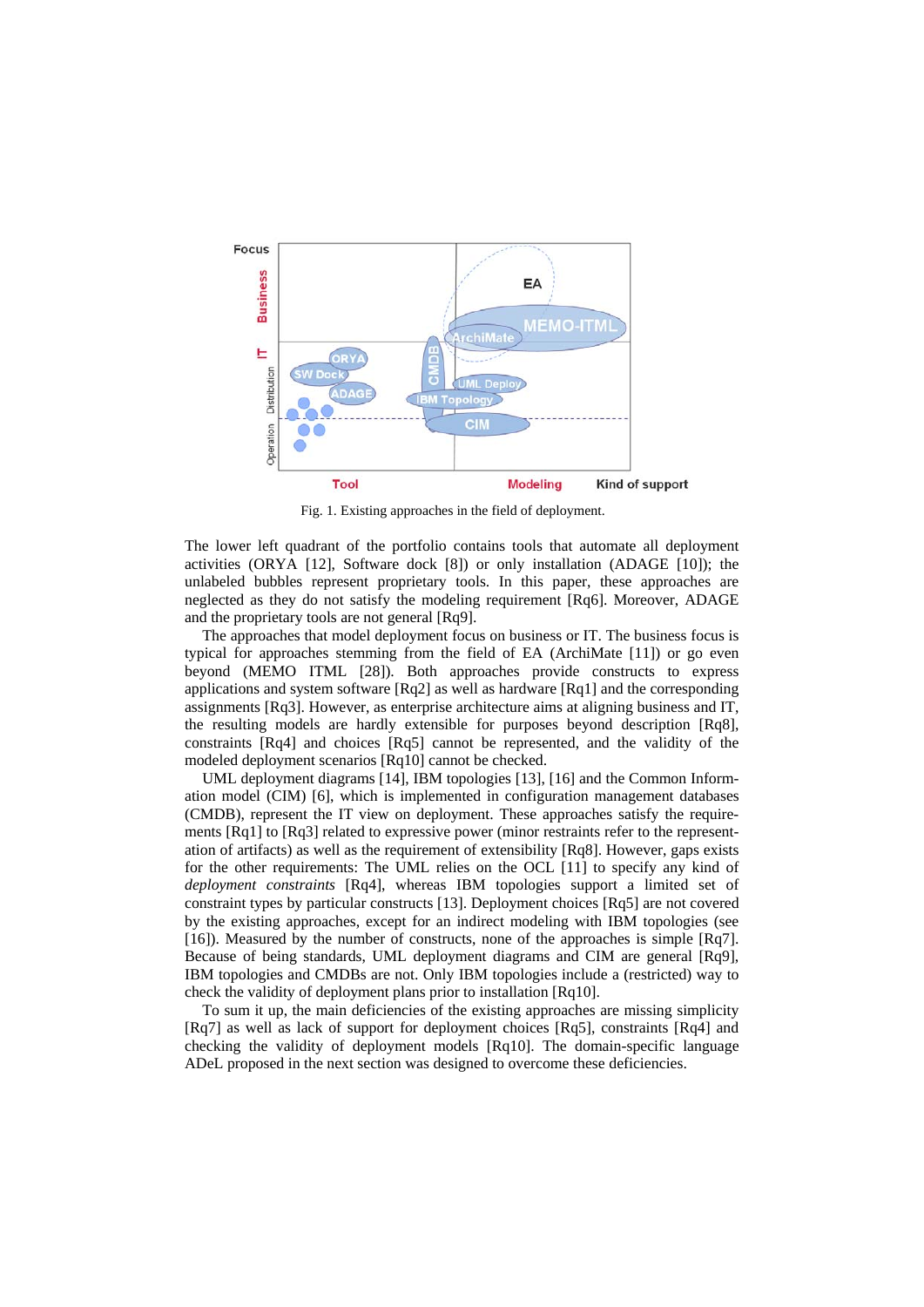Fig. 1. Existing approaches in the field of deployment.

The lower left quadrant of the portfolio contains tools that automate all deployment activities (ORYA [12], Software dock [8]) or only installation (ADAGE [10]); the unlabeled bubbles represent proprietary tools. In this paper, these approaches are neglected as they do not satisfy the modeling requirement [Rq6]. Moreover, ADAGE and the proprietary tools are not general [Rq9].

The approaches that model deployment focus on business or IT. The business focus is typical for approaches stemming from the field of EA (ArchiMate [11]) or go even beyond (MEMO ITML [28]). Both approaches provide constructs to express applications and system software [Rq2] as well as hardware [Rq1] and the corresponding assignments [Rq3]. However, as enterprise architecture aims at aligning business and IT, the resulting models are hardly extensible for purposes beyond description [Rq8], constraints [Rq4] and choices [Rq5] cannot be represented, and the validity of the modeled deployment scenarios [Rq10] cannot be checked.

UML deployment diagrams [14], IBM topologies [13], [16] and the Common Information model (CIM) [6], which is implemented in configuration management databases (CMDB), represent the IT view on deployment. These approaches satisfy the requirements [Rq1] to [Rq3] related to expressive power (minor restraints refer to the representation of artifacts) as well as the requirement of extensibility [Rq8]. However, gaps exists for the other requirements: The UML relies on the OCL [11] to specify any kind of *deployment constraints* [Rq4], whereas IBM topologies support a limited set of constraint types by particular constructs [13]. Deployment choices [Rq5] are not covered by the existing approaches, except for an indirect modeling with IBM topologies (see [16]). Measured by the number of constructs, none of the approaches is simple [Rq7]. Because of being standards, UML deployment diagrams and CIM are general [Rq9], IBM topologies and CMDBs are not. Only IBM topologies include a (restricted) way to check the validity of deployment plans prior to installation [Rq10].

To sum it up, the main deficiencies of the existing approaches are missing simplicity [Rq7] as well as lack of support for deployment choices [Rq5], constraints [Rq4] and checking the validity of deployment models [Rq10]. The domain-specific language ADeL proposed in the next section was designed to overcome these deficiencies.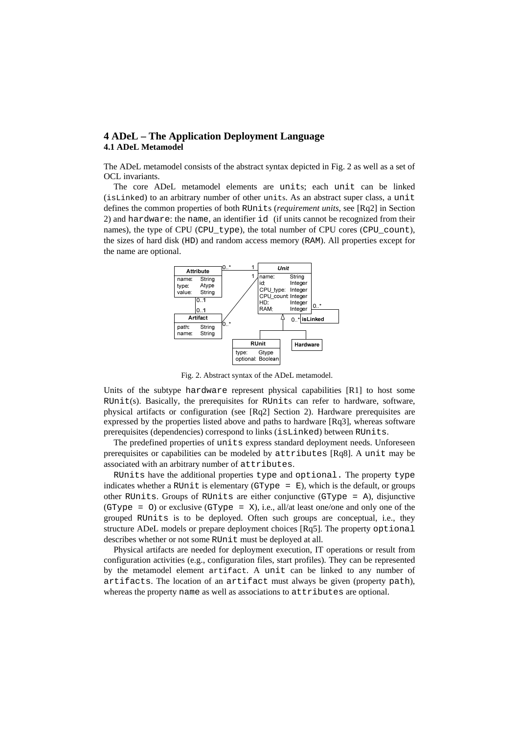## 4 ADeL – The Application Deployment Language

### 4.1 ADeL Metamodel

The ADeL metamodel consists of the abstract syntax depicted in Fig. 2 as well as a set of OCL invariants.

The core ADeL metamodel elements are units; each unit can be linked (isLinked) to an arbitrary number of other units. As an abstract super class, a unit defines the common properties of both RUnits (*requirement units*, see [Rq2] in Section 2) and hardware: the name, an identifier id (if units cannot be recognized from their names), the type of CPU (CPU_type), the total number of CPU cores (CPU_count), the sizes of hard disk (HD) and random access memory (RAM). All properties except for the name are optional.

Fig. 2. Abstract syntax of the ADeL metamodel.

Units of the subtype hardware represent physical capabilities [R1] to host some RUnit(s). Basically, the prerequisites for RUnits can refer to hardware, software, physical artifacts or configuration (see [Rq2] Section 2). Hardware prerequisites are expressed by the properties listed above and paths to hardware [Rq3], whereas software prerequisites (dependencies) correspond to links (isLinked) between RUnits.

The predefined properties of units express standard deployment needs. Unforeseen prerequisites or capabilities can be modeled by attributes [Rq8]. A unit may be associated with an arbitrary number of attributes.

RUnits have the additional properties type and optional. The property type indicates whether a RUnit is elementary (GType = E), which is the default, or groups other RUnits. Groups of RUnits are either conjunctive (GType = A), disjunctive (GType = O) or exclusive (GType = X), i.e., all/at least one/one and only one of the grouped RUnits is to be deployed. Often such groups are conceptual, i.e., they structure ADeL models or prepare deployment choices [Rq5]. The property optional describes whether or not some RUnit must be deployed at all.

Physical artifacts are needed for deployment execution, IT operations or result from configuration activities (e.g., configuration files, start profiles). They can be represented by the metamodel element artifact. A unit can be linked to any number of artifacts. The location of an artifact must always be given (property path), whereas the property name as well as associations to attributes are optional.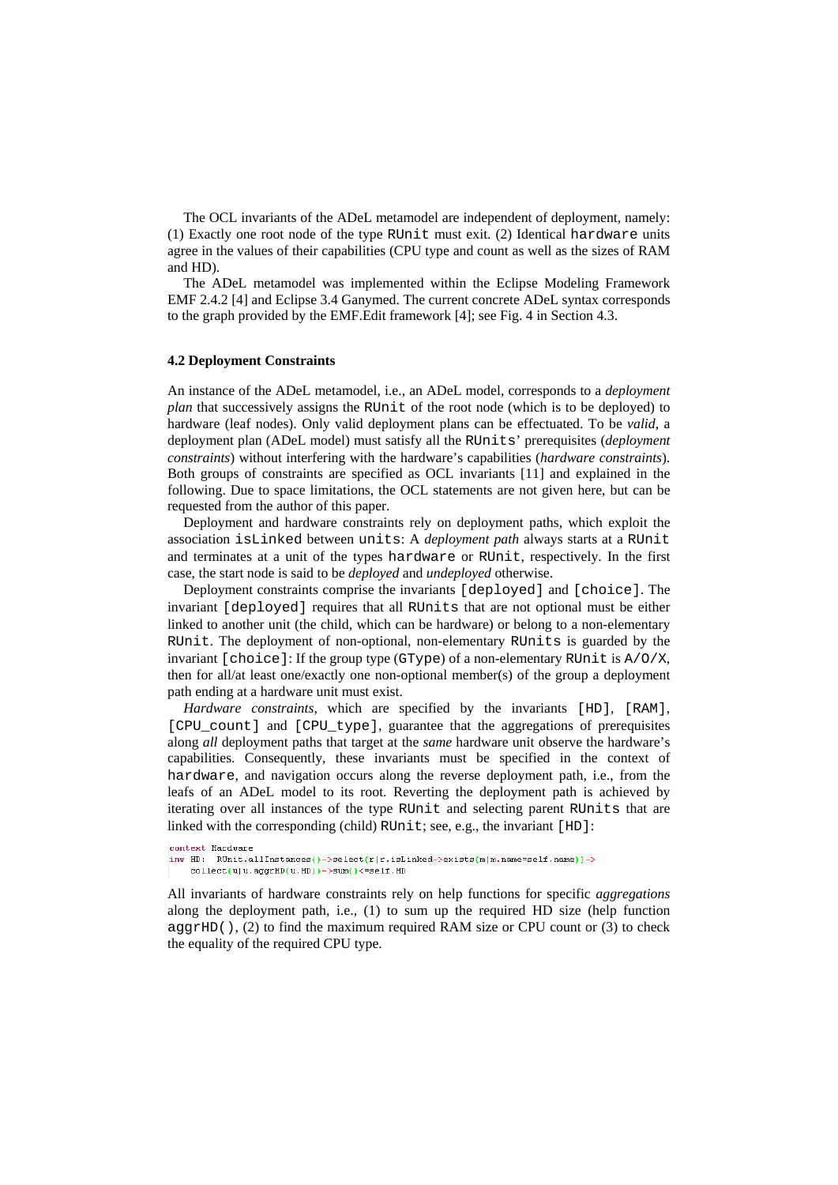The OCL invariants of the ADeL metamodel are independent of deployment, namely: (1) Exactly one root node of the type RUnit must exit. (2) Identical hardware units agree in the values of their capabilities (CPU type and count as well as the sizes of RAM and HD).

The ADeL metamodel was implemented within the Eclipse Modeling Framework EMF 2.4.2 [4] and Eclipse 3.4 Ganymed. The current concrete ADeL syntax corresponds to the graph provided by the EMF.Edit framework [4]; see Fig. 4 in Section 4.3.

### 4.2 Deployment Constraints

An instance of the ADeL metamodel, i.e., an ADeL model, corresponds to a *deployment plan* that successively assigns the RUnit of the root node (which is to be deployed) to hardware (leaf nodes). Only valid deployment plans can be effectuated. To be *valid*, a deployment plan (ADeL model) must satisfy all the RUnits' prerequisites (*deployment constraints*) without interfering with the hardware's capabilities (*hardware constraints*). Both groups of constraints are specified as OCL invariants [11] and explained in the following. Due to space limitations, the OCL statements are not given here, but can be requested from the author of this paper.

Deployment and hardware constraints rely on deployment paths, which exploit the association isLinked between units: A *deployment path* always starts at a RUnit and terminates at a unit of the types hardware or RUnit, respectively. In the first case, the start node is said to be *deployed* and *undeployed* otherwise.

Deployment constraints comprise the invariants [deployed] and [choice]. The invariant [deployed] requires that all RUnits that are not optional must be either linked to another unit (the child, which can be hardware) or belong to a non-elementary RUnit. The deployment of non-optional, non-elementary RUnits is guarded by the invariant [choice]: If the group type (GType) of a non-elementary RUnit is A/O/X, then for all/at least one/exactly one non-optional member(s) of the group a deployment path ending at a hardware unit must exist.

*Hardware constraints,* which are specified by the invariants [HD], [RAM], [CPU_count] and [CPU_type], guarantee that the aggregations of prerequisites along *all* deployment paths that target at the *same* hardware unit observe the hardware's capabilities. Consequently, these invariants must be specified in the context of hardware, and navigation occurs along the reverse deployment path, i.e., from the leafs of an ADeL model to its root. Reverting the deployment path is achieved by iterating over all instances of the type RUnit and selecting parent RUnits that are linked with the corresponding (child) RUnit; see, e.g., the invariant [HD]:

```
context Hardware
inv HD:  RUnit.allInstances()->select(r|r.isLinked->exists(m|m.name=self.name))->
    collect(u|u.aggrHD(u.HD))->sum()<=self.HD
```

All invariants of hardware constraints rely on help functions for specific *aggregations* along the deployment path, i.e., (1) to sum up the required HD size (help function aggrHD(), (2) to find the maximum required RAM size or CPU count or (3) to check the equality of the required CPU type.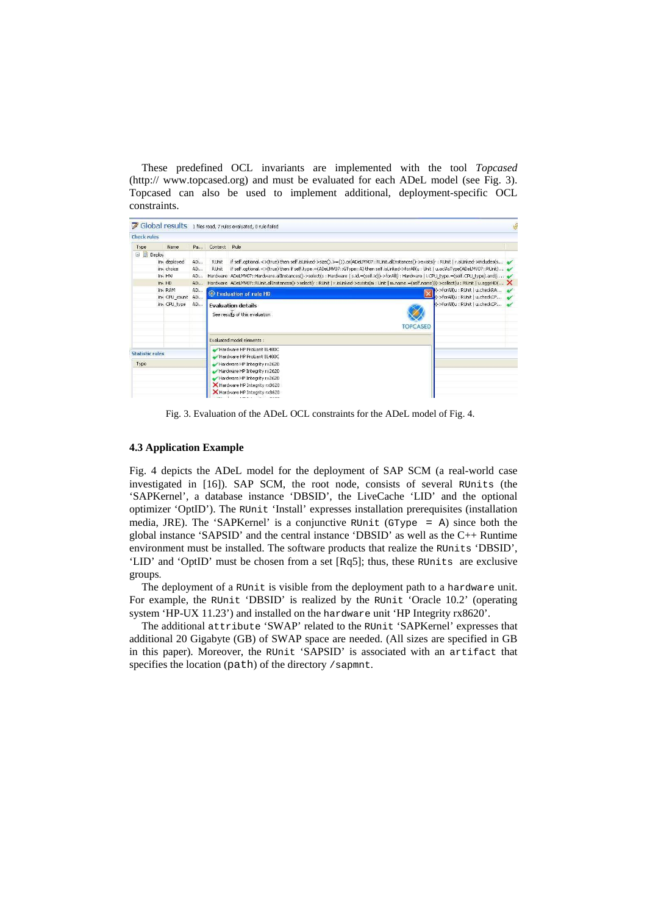These predefined OCL invariants are implemented with the tool *Topcased* (http:// www.topcased.org) and must be evaluated for each ADeL model (see Fig. 3). Topcased can also be used to implement additional, deployment-specific OCL constraints.

Fig. 3. Evaluation of the ADeL OCL constraints for the ADeL model of Fig. 4.

### 4.3 Application Example

Fig. 4 depicts the ADeL model for the deployment of SAP SCM (a real-world case investigated in [16]). SAP SCM, the root node, consists of several `RUnits` (the 'SAPKernel', a database instance 'DBSID', the LiveCache 'LID' and the optional optimizer 'OptID'). The `RUnit` 'Install' expresses installation prerequisites (installation media, JRE). The 'SAPKernel' is a conjunctive `RUnit` (`GType = A`) since both the global instance 'SAPSID' and the central instance 'DBSID' as well as the C++ Runtime environment must be installed. The software products that realize the `RUnits` 'DBSID', 'LID' and 'OptID' must be chosen from a set [Rq5]; thus, these `RUnits` are exclusive groups.

The deployment of a `RUnit` is visible from the deployment path to a `hardware` unit. For example, the `RUnit` 'DBSID' is realized by the `RUnit` 'Oracle 10.2' (operating system 'HP-UX 11.23') and installed on the `hardware` unit 'HP Integrity rx8620'.

The additional `attribute` 'SWAP' related to the `RUnit` 'SAPKernel' expresses that additional 20 Gigabyte (GB) of SWAP space are needed. (All sizes are specified in GB in this paper). Moreover, the `RUnit` 'SAPSID' is associated with an `artifact` that specifies the location (`path`) of the directory `/sapmnt`.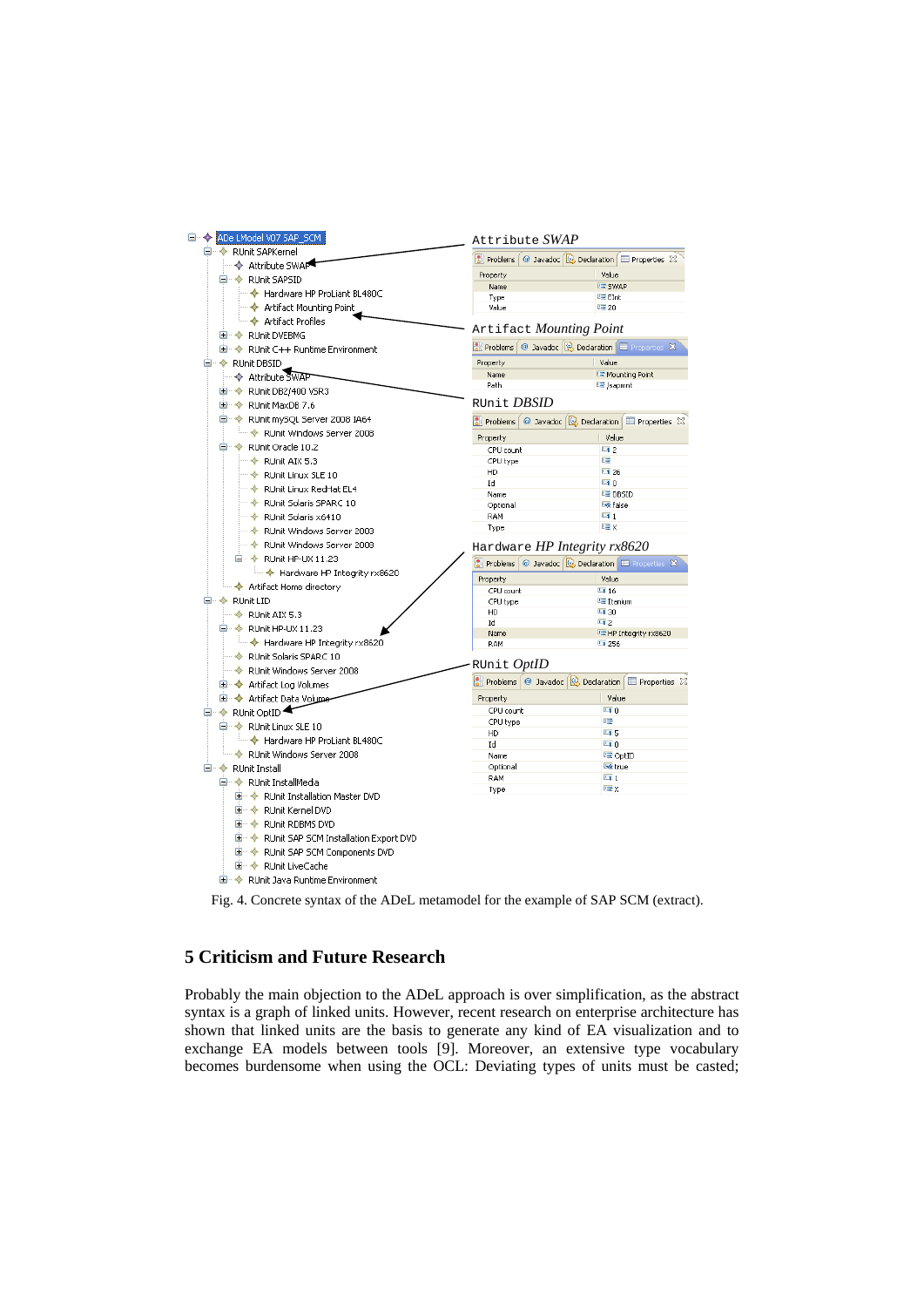Fig. 4. Concrete syntax of the ADeL metamodel for the example of SAP SCM (extract).

## 5 Criticism and Future Research

Probably the main objection to the ADeL approach is over simplification, as the abstract syntax is a graph of linked units. However, recent research on enterprise architecture has shown that linked units are the basis to generate any kind of EA visualization and to exchange EA models between tools [9]. Moreover, an extensive type vocabulary becomes burdensome when using the OCL: Deviating types of units must be casted;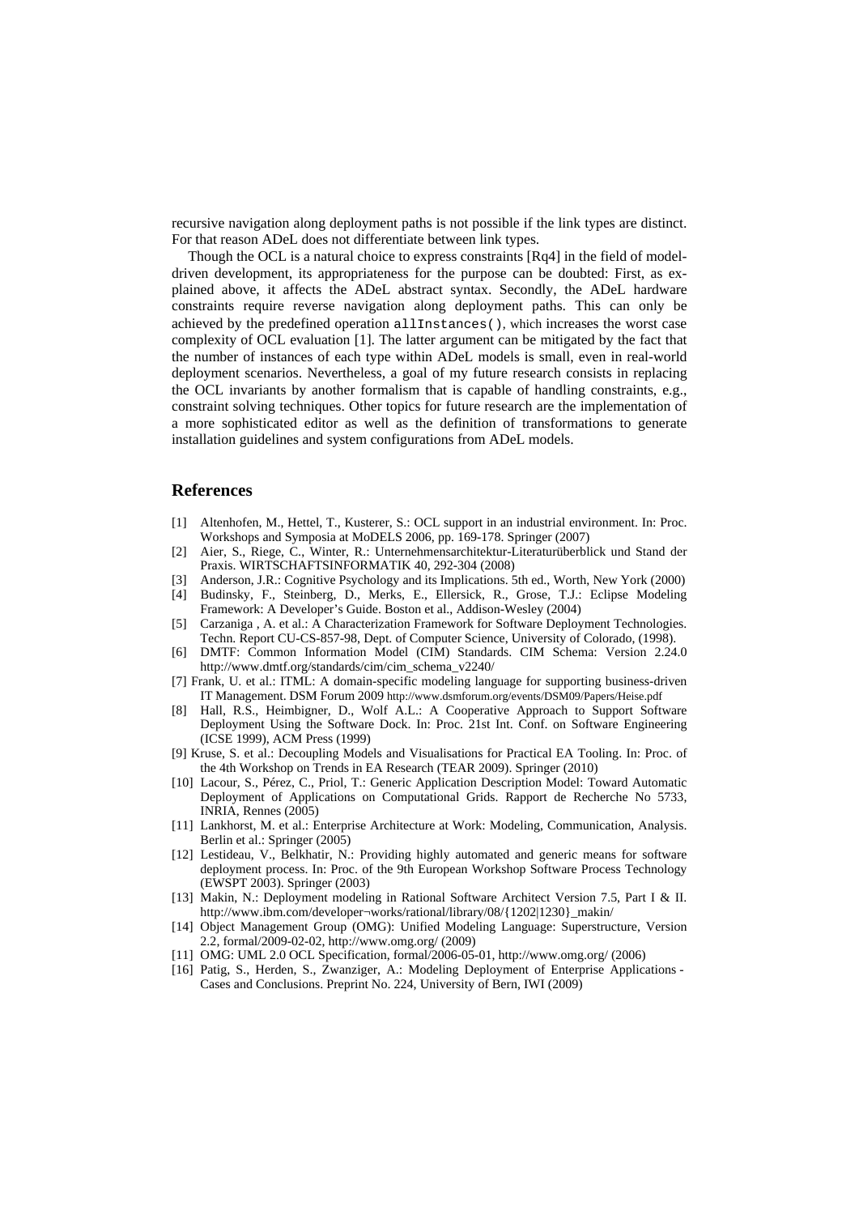recursive navigation along deployment paths is not possible if the link types are distinct. For that reason ADeL does not differentiate between link types.

Though the OCL is a natural choice to express constraints [Rq4] in the field of model-driven development, its appropriateness for the purpose can be doubted: First, as explained above, it affects the ADeL abstract syntax. Secondly, the ADeL hardware constraints require reverse navigation along deployment paths. This can only be achieved by the predefined operation `allInstances()`, which increases the worst case complexity of OCL evaluation [1]. The latter argument can be mitigated by the fact that the number of instances of each type within ADeL models is small, even in real-world deployment scenarios. Nevertheless, a goal of my future research consists in replacing the OCL invariants by another formalism that is capable of handling constraints, e.g., constraint solving techniques. Other topics for future research are the implementation of a more sophisticated editor as well as the definition of transformations to generate installation guidelines and system configurations from ADeL models.

## References

[1] Altenhofen, M., Hettel, T., Kusterer, S.: OCL support in an industrial environment. In: Proc. Workshops and Symposia at MoDELS 2006, pp. 169-178. Springer (2007)

[2] Aier, S., Riege, C., Winter, R.: Unternehmensarchitektur-Literaturüberblick und Stand der Praxis. WIRTSCHAFTSINFORMATIK 40, 292-304 (2008)

[3] Anderson, J.R.: Cognitive Psychology and its Implications. 5th ed., Worth, New York (2000)

[4] Budinsky, F., Steinberg, D., Merks, E., Ellersick, R., Grose, T.J.: Eclipse Modeling Framework: A Developer's Guide. Boston et al., Addison-Wesley (2004)

[5] Carzaniga , A. et al.: A Characterization Framework for Software Deployment Technologies. Techn. Report CU-CS-857-98, Dept. of Computer Science, University of Colorado, (1998).

[6] DMTF: Common Information Model (CIM) Standards. CIM Schema: Version 2.24.0 http://www.dmtf.org/standards/cim/cim_schema_v2240/

[7] Frank, U. et al.: ITML: A domain-specific modeling language for supporting business-driven IT Management. DSM Forum 2009 http://www.dsmforum.org/events/DSM09/Papers/Heise.pdf

[8] Hall, R.S., Heimbigner, D., Wolf A.L.: A Cooperative Approach to Support Software Deployment Using the Software Dock. In: Proc. 21st Int. Conf. on Software Engineering (ICSE 1999), ACM Press (1999)

[9] Kruse, S. et al.: Decoupling Models and Visualisations for Practical EA Tooling. In: Proc. of the 4th Workshop on Trends in EA Research (TEAR 2009). Springer (2010)

[10] Lacour, S., Pérez, C., Priol, T.: Generic Application Description Model: Toward Automatic Deployment of Applications on Computational Grids. Rapport de Recherche No 5733, INRIA, Rennes (2005)

[11] Lankhorst, M. et al.: Enterprise Architecture at Work: Modeling, Communication, Analysis. Berlin et al.: Springer (2005)

[12] Lestideau, V., Belkhatir, N.: Providing highly automated and generic means for software deployment process. In: Proc. of the 9th European Workshop Software Process Technology (EWSPT 2003). Springer (2003)

[13] Makin, N.: Deployment modeling in Rational Software Architect Version 7.5, Part I & II. http://www.ibm.com/developer¬works/rational/library/08/{1202|1230}_makin/

[14] Object Management Group (OMG): Unified Modeling Language: Superstructure, Version 2.2, formal/2009-02-02, http://www.omg.org/ (2009)

[11] OMG: UML 2.0 OCL Specification, formal/2006-05-01, http://www.omg.org/ (2006)

[16] Patig, S., Herden, S., Zwanziger, A.: Modeling Deployment of Enterprise Applications - Cases and Conclusions. Preprint No. 224, University of Bern, IWI (2009)